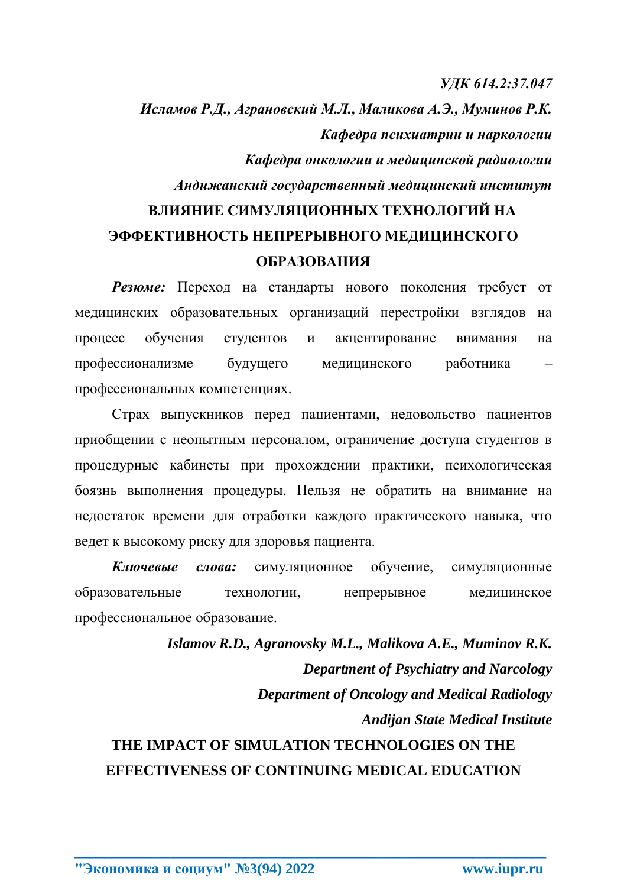*УДК 614.2:37.047*

***Исламов Р.Д., Аграновский М.Л., Маликова А.Э., Муминов Р.К.***

***Кафедра психиатрии и наркологии***

***Кафедра онкологии и медицинской радиологии***

***Андижанский государственный медицинский институт***

# ВЛИЯНИЕ СИМУЛЯЦИОННЫХ ТЕХНОЛОГИЙ НА ЭФФЕКТИВНОСТЬ НЕПРЕРЫВНОГО МЕДИЦИНСКОГО ОБРАЗОВАНИЯ

***Резюме:*** Переход на стандарты нового поколения требует от медицинских образовательных организаций перестройки взглядов на процесс обучения студентов и акцентирование внимания на профессионализме будущего медицинского работника – профессиональных компетенциях.

Страх выпускников перед пациентами, недовольство пациентов приобщении с неопытным персоналом, ограничение доступа студентов в процедурные кабинеты при прохождении практики, психологическая боязнь выполнения процедуры. Нельзя не обратить на внимание на недостаток времени для отработки каждого практического навыка, что ведет к высокому риску для здоровья пациента.

***Ключевые слова:*** симуляционное обучение, симуляционные образовательные технологии, непрерывное медицинское профессиональное образование.

***Islamov R.D., Agranovsky M.L., Malikova A.E., Muminov R.K.***

***Department of Psychiatry and Narcology***

***Department of Oncology and Medical Radiology***

***Andijan State Medical Institute***

# THE IMPACT OF SIMULATION TECHNOLOGIES ON THE EFFECTIVENESS OF CONTINUING MEDICAL EDUCATION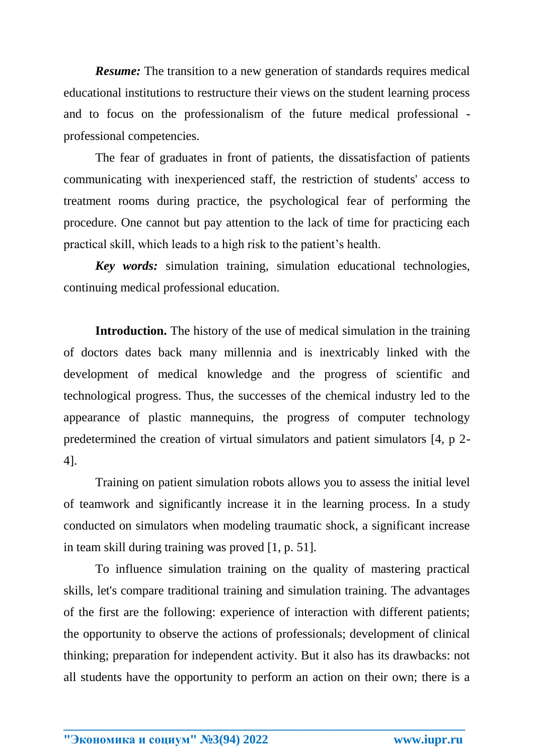***Resume:*** The transition to a new generation of standards requires medical educational institutions to restructure their views on the student learning process and to focus on the professionalism of the future medical professional - professional competencies.

The fear of graduates in front of patients, the dissatisfaction of patients communicating with inexperienced staff, the restriction of students' access to treatment rooms during practice, the psychological fear of performing the procedure. One cannot but pay attention to the lack of time for practicing each practical skill, which leads to a high risk to the patient's health.

***Key words:*** simulation training, simulation educational technologies, continuing medical professional education.

**Introduction.** The history of the use of medical simulation in the training of doctors dates back many millennia and is inextricably linked with the development of medical knowledge and the progress of scientific and technological progress. Thus, the successes of the chemical industry led to the appearance of plastic mannequins, the progress of computer technology predetermined the creation of virtual simulators and patient simulators [4, p 2-4].

Training on patient simulation robots allows you to assess the initial level of teamwork and significantly increase it in the learning process. In a study conducted on simulators when modeling traumatic shock, a significant increase in team skill during training was proved [1, p. 51].

To influence simulation training on the quality of mastering practical skills, let's compare traditional training and simulation training. The advantages of the first are the following: experience of interaction with different patients; the opportunity to observe the actions of professionals; development of clinical thinking; preparation for independent activity. But it also has its drawbacks: not all students have the opportunity to perform an action on their own; there is a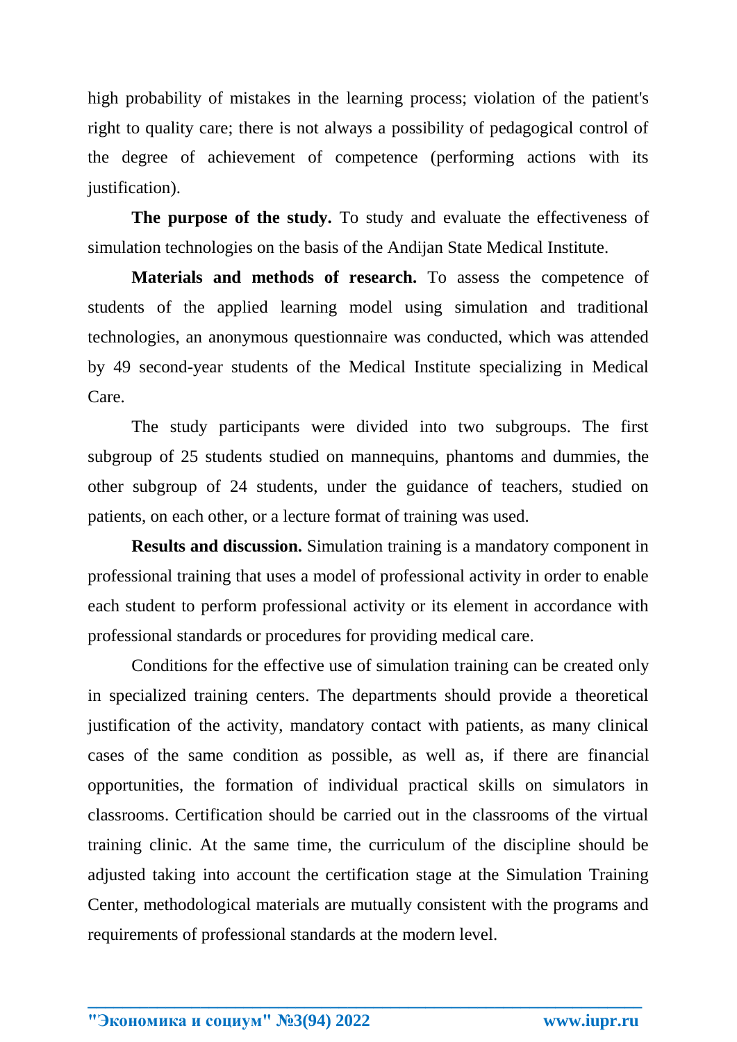high probability of mistakes in the learning process; violation of the patient's right to quality care; there is not always a possibility of pedagogical control of the degree of achievement of competence (performing actions with its justification).

**The purpose of the study.** To study and evaluate the effectiveness of simulation technologies on the basis of the Andijan State Medical Institute.

**Materials and methods of research.** To assess the competence of students of the applied learning model using simulation and traditional technologies, an anonymous questionnaire was conducted, which was attended by 49 second-year students of the Medical Institute specializing in Medical Care.

The study participants were divided into two subgroups. The first subgroup of 25 students studied on mannequins, phantoms and dummies, the other subgroup of 24 students, under the guidance of teachers, studied on patients, on each other, or a lecture format of training was used.

**Results and discussion.** Simulation training is a mandatory component in professional training that uses a model of professional activity in order to enable each student to perform professional activity or its element in accordance with professional standards or procedures for providing medical care.

Conditions for the effective use of simulation training can be created only in specialized training centers. The departments should provide a theoretical justification of the activity, mandatory contact with patients, as many clinical cases of the same condition as possible, as well as, if there are financial opportunities, the formation of individual practical skills on simulators in classrooms. Certification should be carried out in the classrooms of the virtual training clinic. At the same time, the curriculum of the discipline should be adjusted taking into account the certification stage at the Simulation Training Center, methodological materials are mutually consistent with the programs and requirements of professional standards at the modern level.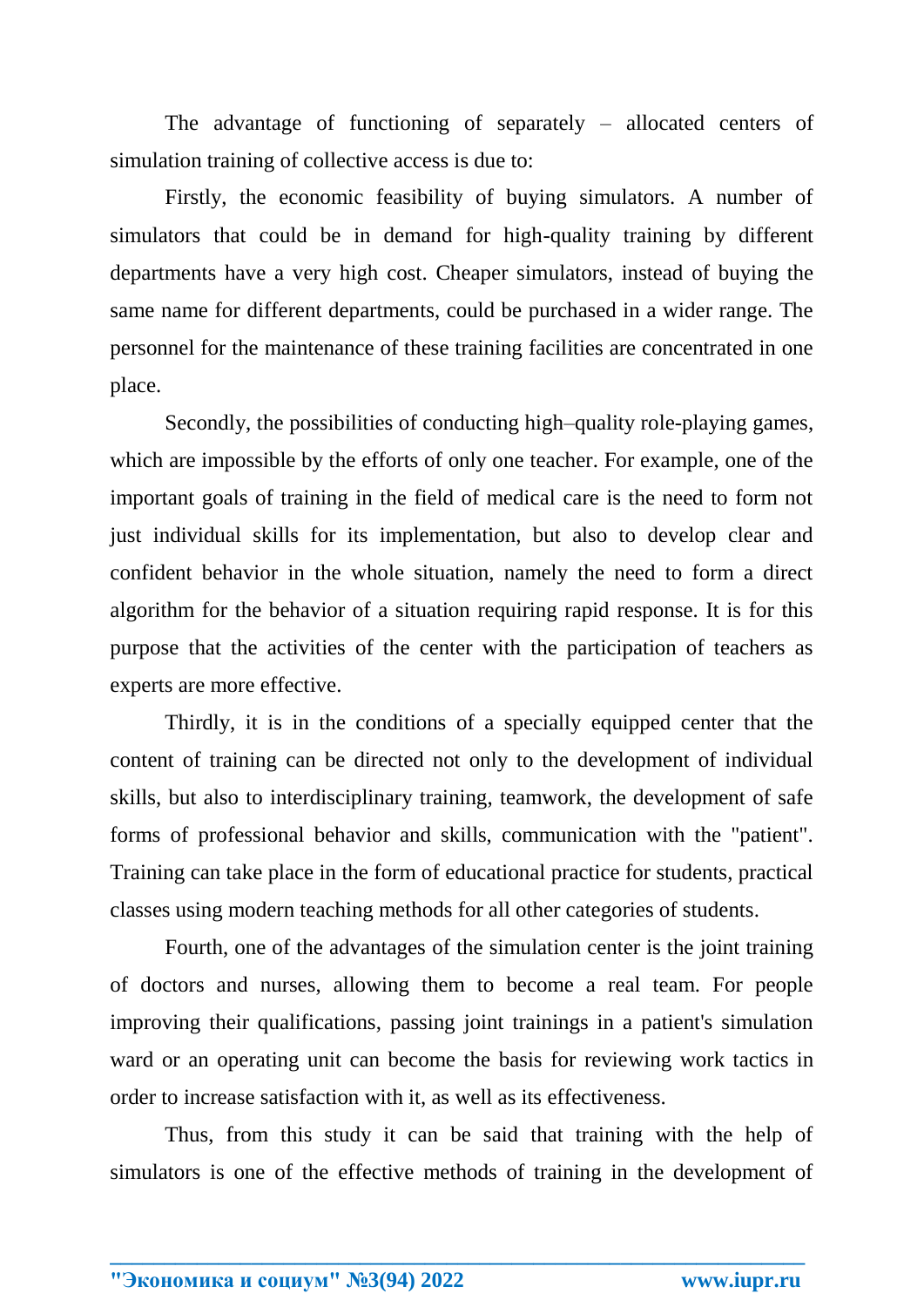The advantage of functioning of separately – allocated centers of simulation training of collective access is due to:

Firstly, the economic feasibility of buying simulators. A number of simulators that could be in demand for high-quality training by different departments have a very high cost. Cheaper simulators, instead of buying the same name for different departments, could be purchased in a wider range. The personnel for the maintenance of these training facilities are concentrated in one place.

Secondly, the possibilities of conducting high–quality role-playing games, which are impossible by the efforts of only one teacher. For example, one of the important goals of training in the field of medical care is the need to form not just individual skills for its implementation, but also to develop clear and confident behavior in the whole situation, namely the need to form a direct algorithm for the behavior of a situation requiring rapid response. It is for this purpose that the activities of the center with the participation of teachers as experts are more effective.

Thirdly, it is in the conditions of a specially equipped center that the content of training can be directed not only to the development of individual skills, but also to interdisciplinary training, teamwork, the development of safe forms of professional behavior and skills, communication with the "patient". Training can take place in the form of educational practice for students, practical classes using modern teaching methods for all other categories of students.

Fourth, one of the advantages of the simulation center is the joint training of doctors and nurses, allowing them to become a real team. For people improving their qualifications, passing joint trainings in a patient's simulation ward or an operating unit can become the basis for reviewing work tactics in order to increase satisfaction with it, as well as its effectiveness.

Thus, from this study it can be said that training with the help of simulators is one of the effective methods of training in the development of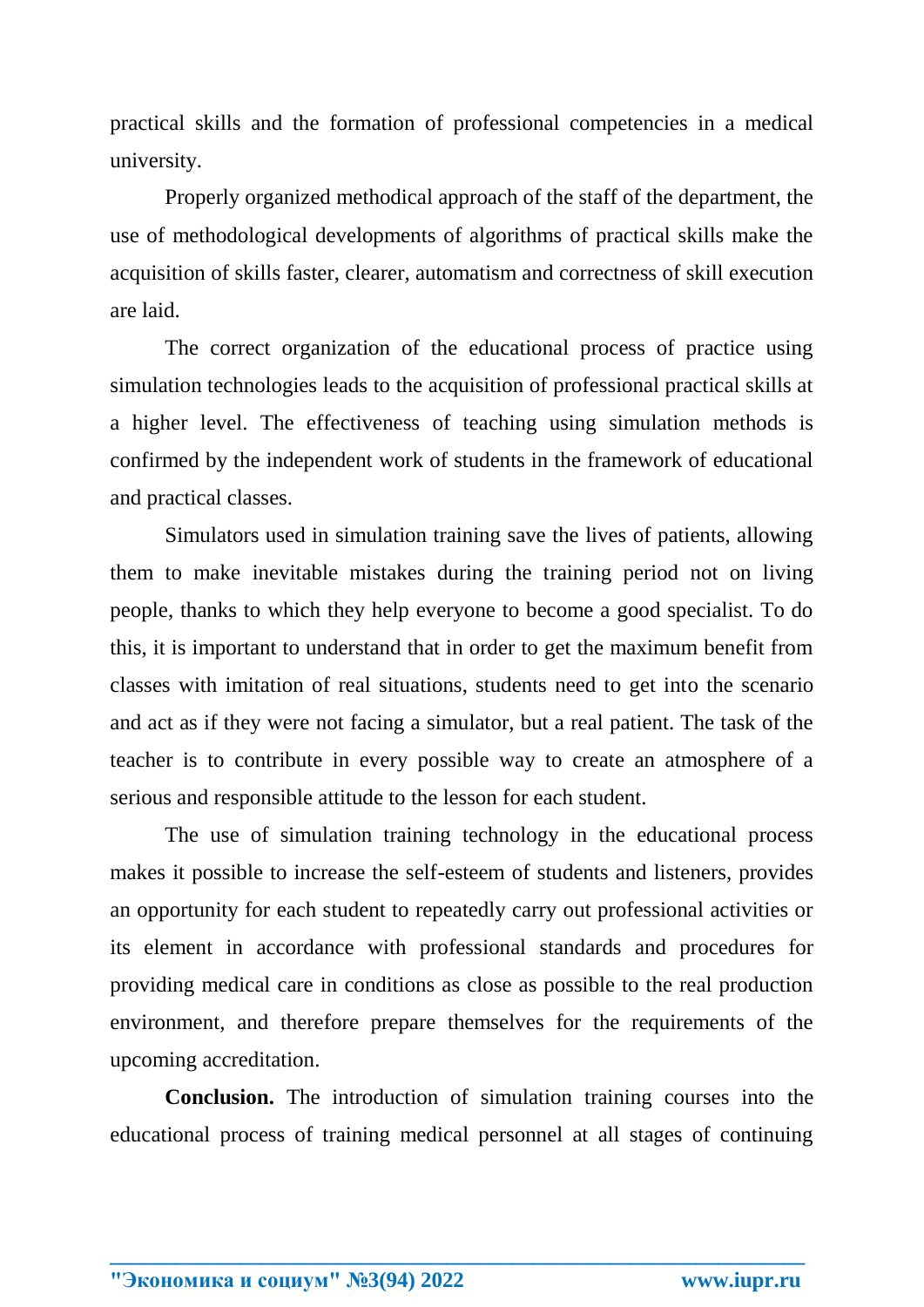practical skills and the formation of professional competencies in a medical university.

Properly organized methodical approach of the staff of the department, the use of methodological developments of algorithms of practical skills make the acquisition of skills faster, clearer, automatism and correctness of skill execution are laid.

The correct organization of the educational process of practice using simulation technologies leads to the acquisition of professional practical skills at a higher level. The effectiveness of teaching using simulation methods is confirmed by the independent work of students in the framework of educational and practical classes.

Simulators used in simulation training save the lives of patients, allowing them to make inevitable mistakes during the training period not on living people, thanks to which they help everyone to become a good specialist. To do this, it is important to understand that in order to get the maximum benefit from classes with imitation of real situations, students need to get into the scenario and act as if they were not facing a simulator, but a real patient. The task of the teacher is to contribute in every possible way to create an atmosphere of a serious and responsible attitude to the lesson for each student.

The use of simulation training technology in the educational process makes it possible to increase the self-esteem of students and listeners, provides an opportunity for each student to repeatedly carry out professional activities or its element in accordance with professional standards and procedures for providing medical care in conditions as close as possible to the real production environment, and therefore prepare themselves for the requirements of the upcoming accreditation.

**Conclusion.** The introduction of simulation training courses into the educational process of training medical personnel at all stages of continuing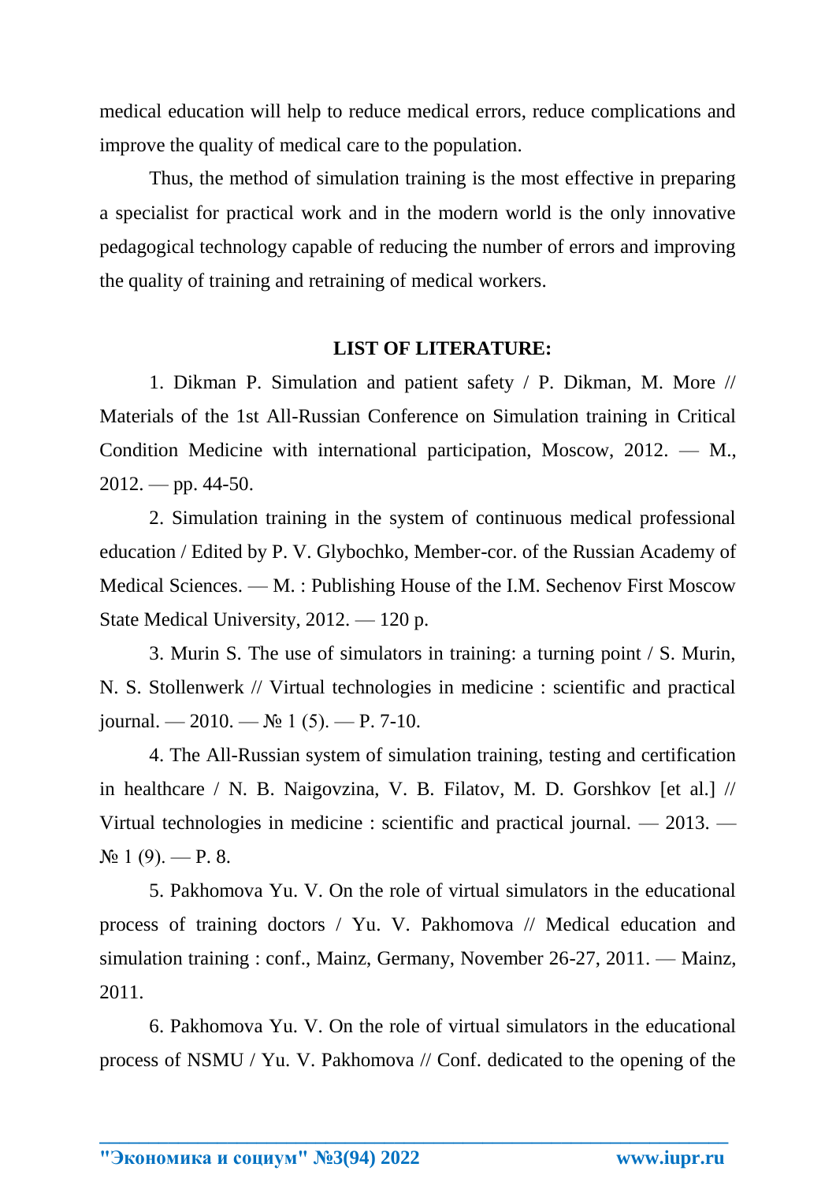medical education will help to reduce medical errors, reduce complications and improve the quality of medical care to the population.

Thus, the method of simulation training is the most effective in preparing a specialist for practical work and in the modern world is the only innovative pedagogical technology capable of reducing the number of errors and improving the quality of training and retraining of medical workers.

**LIST OF LITERATURE:**

1. Dikman P. Simulation and patient safety / P. Dikman, M. More // Materials of the 1st All-Russian Conference on Simulation training in Critical Condition Medicine with international participation, Moscow, 2012. — M., 2012. — pp. 44-50.

2. Simulation training in the system of continuous medical professional education / Edited by P. V. Glybochko, Member-cor. of the Russian Academy of Medical Sciences. — M. : Publishing House of the I.M. Sechenov First Moscow State Medical University, 2012. — 120 p.

3. Murin S. The use of simulators in training: a turning point / S. Murin, N. S. Stollenwerk // Virtual technologies in medicine : scientific and practical journal. — 2010. — № 1 (5). — P. 7-10.

4. The All-Russian system of simulation training, testing and certification in healthcare / N. B. Naigovzina, V. B. Filatov, M. D. Gorshkov [et al.] // Virtual technologies in medicine : scientific and practical journal. — 2013. — № 1 (9). — P. 8.

5. Pakhomova Yu. V. On the role of virtual simulators in the educational process of training doctors / Yu. V. Pakhomova // Medical education and simulation training : conf., Mainz, Germany, November 26-27, 2011. — Mainz, 2011.

6. Pakhomova Yu. V. On the role of virtual simulators in the educational process of NSMU / Yu. V. Pakhomova // Conf. dedicated to the opening of the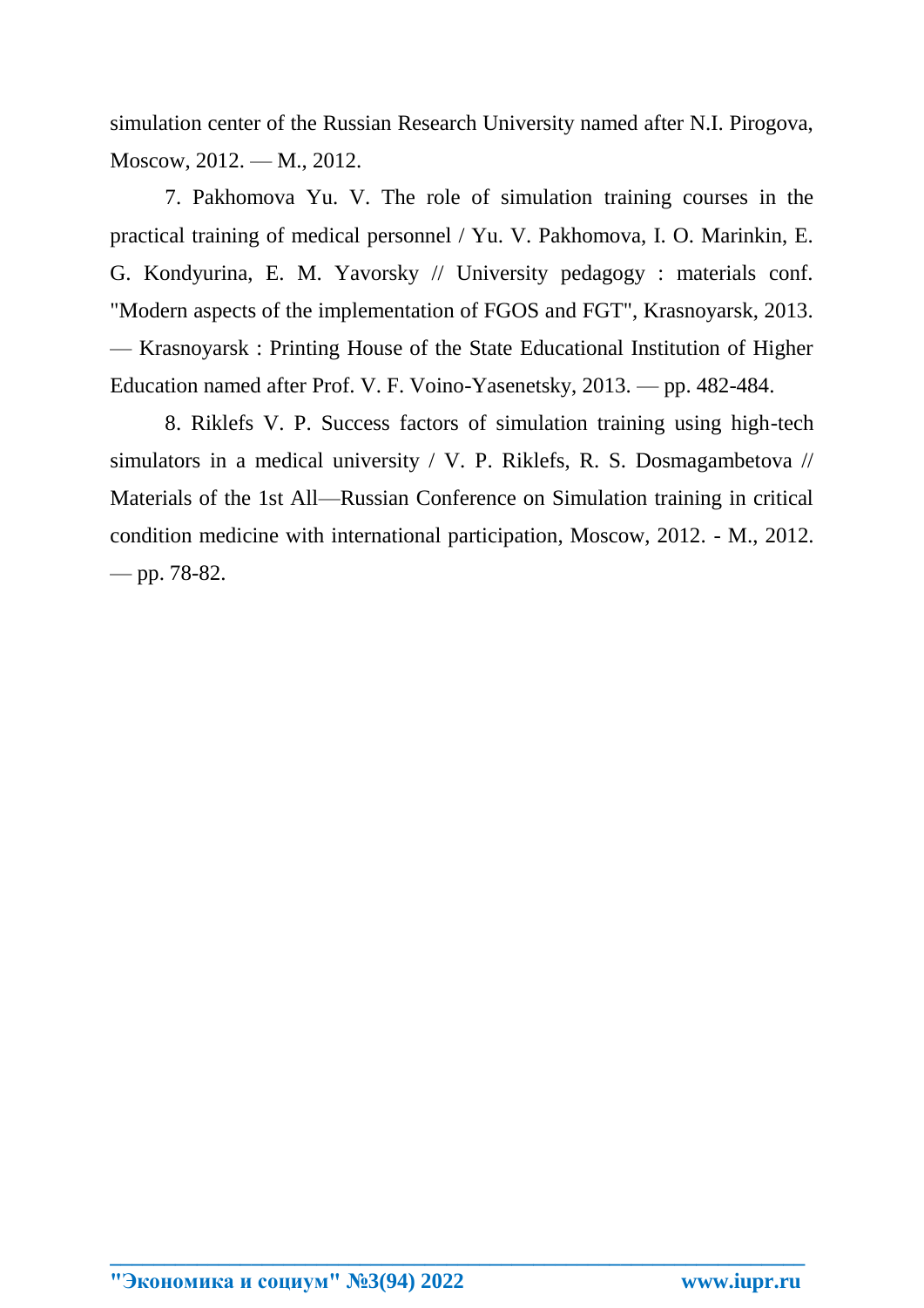simulation center of the Russian Research University named after N.I. Pirogova, Moscow, 2012. — M., 2012.

7. Pakhomova Yu. V. The role of simulation training courses in the practical training of medical personnel / Yu. V. Pakhomova, I. O. Marinkin, E. G. Kondyurina, E. M. Yavorsky // University pedagogy : materials conf. "Modern aspects of the implementation of FGOS and FGT", Krasnoyarsk, 2013. — Krasnoyarsk : Printing House of the State Educational Institution of Higher Education named after Prof. V. F. Voino-Yasenetsky, 2013. — pp. 482-484.

8. Riklefs V. P. Success factors of simulation training using high-tech simulators in a medical university / V. P. Riklefs, R. S. Dosmagambetova // Materials of the 1st All—Russian Conference on Simulation training in critical condition medicine with international participation, Moscow, 2012. - M., 2012. — pp. 78-82.